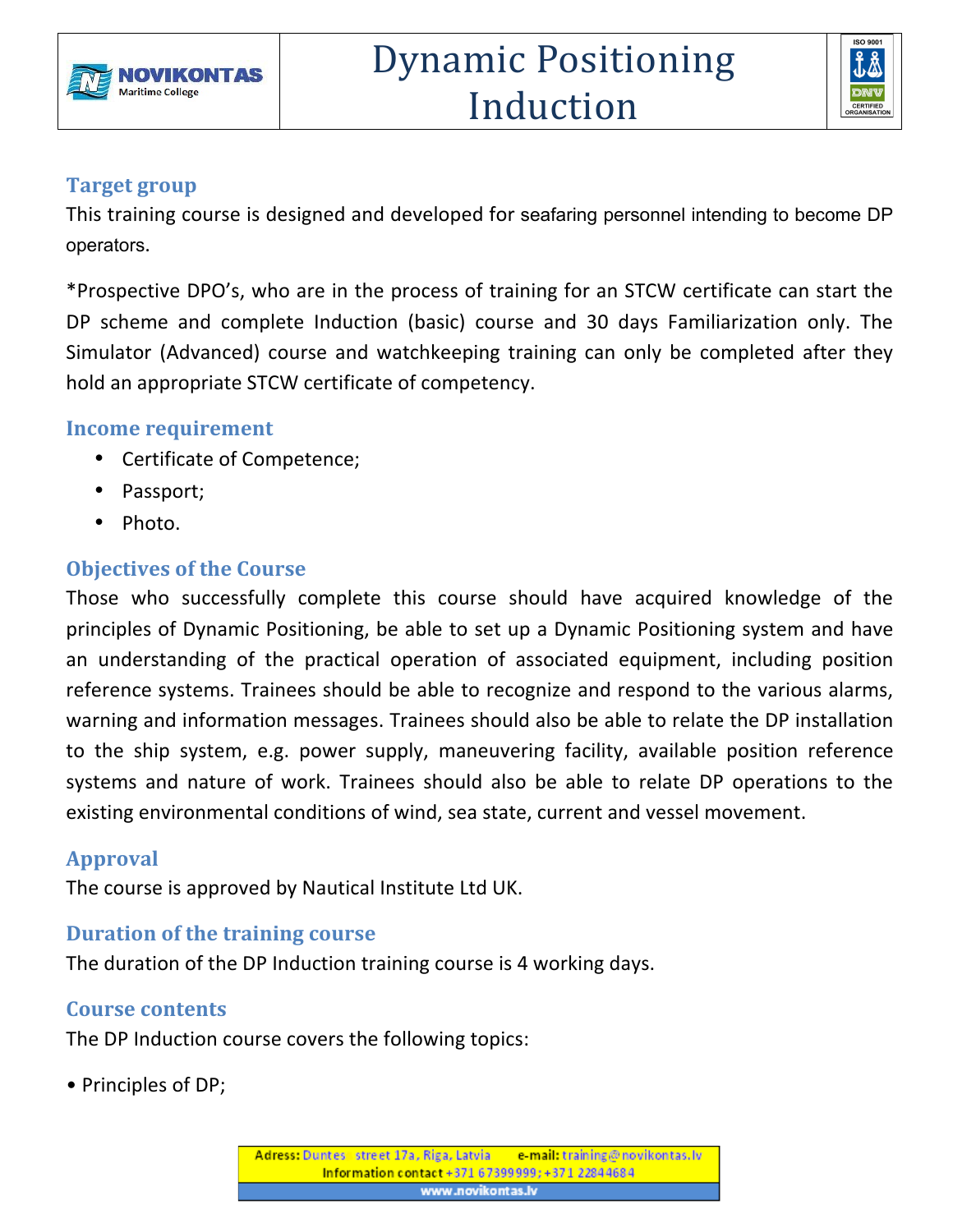# Dynamic Positioning Induction

## Target group

This training course is designed and developed for seafaring personnel intending to become DP operators.

*Prospective DPO's, who are in the process of training for an STCW certificate can start the DP scheme and complete Induction (basic) course and 30 days Familiarization only. The Simulator (Advanced) course and watchkeeping training can only be completed after they hold an appropriate STCW certificate of competency.

## Income requirement

- Certificate of Competence;
- Passport;
- Photo.

## Objectives of the Course

Those who successfully complete this course should have acquired knowledge of the principles of Dynamic Positioning, be able to set up a Dynamic Positioning system and have an understanding of the practical operation of associated equipment, including position reference systems. Trainees should be able to recognize and respond to the various alarms, warning and information messages. Trainees should also be able to relate the DP installation to the ship system, e.g. power supply, maneuvering facility, available position reference systems and nature of work. Trainees should also be able to relate DP operations to the existing environmental conditions of wind, sea state, current and vessel movement.

## Approval

The course is approved by Nautical Institute Ltd UK.

## Duration of the training course

The duration of the DP Induction training course is 4 working days.

## Course contents

The DP Induction course covers the following topics:

- Principles of DP;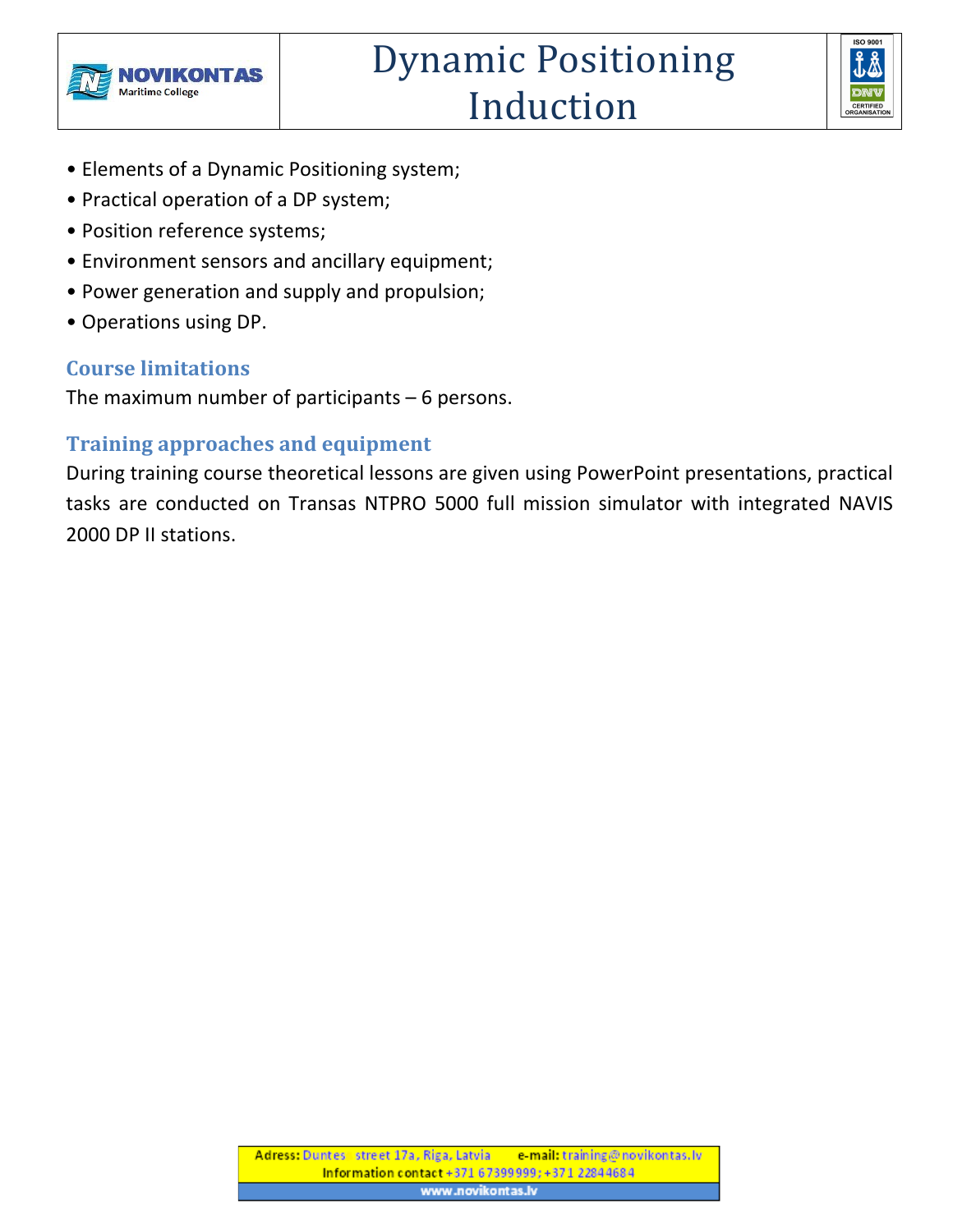- Elements of a Dynamic Positioning system;
- Practical operation of a DP system;
- Position reference systems;
- Environment sensors and ancillary equipment;
- Power generation and supply and propulsion;
- Operations using DP.

## Course limitations

The maximum number of participants – 6 persons.

## Training approaches and equipment

During training course theoretical lessons are given using PowerPoint presentations, practical tasks are conducted on Transas NTPRO 5000 full mission simulator with integrated NAVIS 2000 DP II stations.